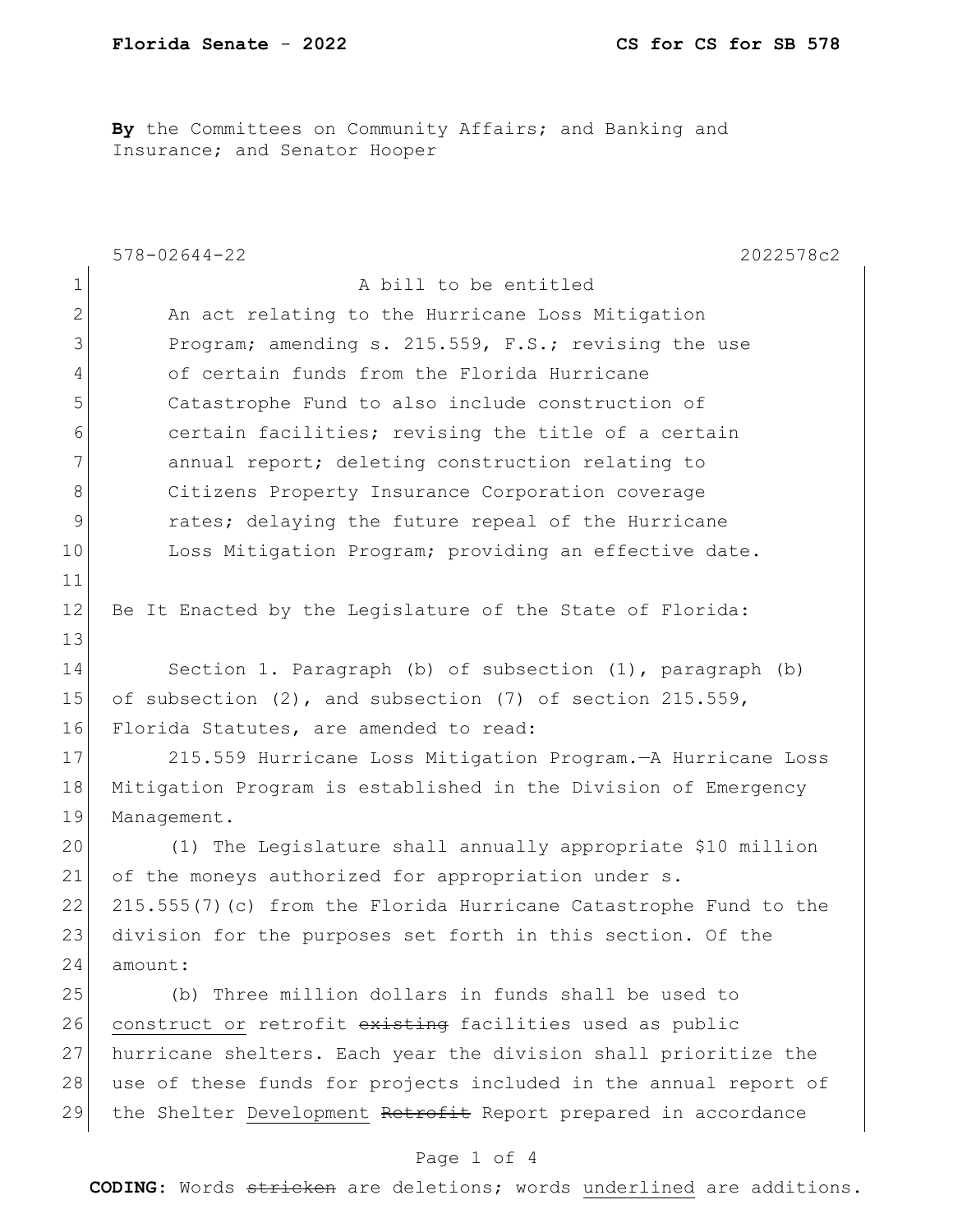**By** the Committees on Community Affairs; and Banking and Insurance; and Senator Hooper

578-02644-22 2022578c2

A bill to be entitled

An act relating to the Hurricane Loss Mitigation Program; amending s. 215.559, F.S.; revising the use of certain funds from the Florida Hurricane Catastrophe Fund to also include construction of certain facilities; revising the title of a certain annual report; deleting construction relating to Citizens Property Insurance Corporation coverage rates; delaying the future repeal of the Hurricane Loss Mitigation Program; providing an effective date.

Be It Enacted by the Legislature of the State of Florida:

Section 1. Paragraph (b) of subsection (1), paragraph (b) of subsection (2), and subsection (7) of section 215.559, Florida Statutes, are amended to read:

215.559 Hurricane Loss Mitigation Program.—A Hurricane Loss Mitigation Program is established in the Division of Emergency Management.

(1) The Legislature shall annually appropriate $10 million of the moneys authorized for appropriation under s. 215.555(7)(c) from the Florida Hurricane Catastrophe Fund to the division for the purposes set forth in this section. Of the amount:

(b) Three million dollars in funds shall be used to <u>construct or</u> retrofit ~~existing~~ facilities used as public hurricane shelters. Each year the division shall prioritize the use of these funds for projects included in the annual report of the Shelter <u>Development</u> ~~Retrofit~~ Report prepared in accordance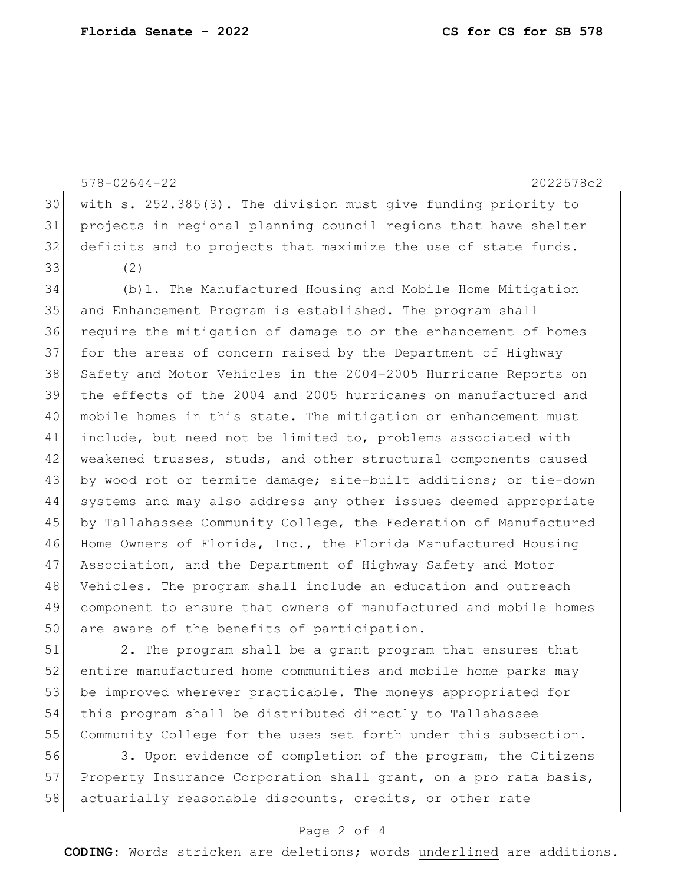with s. 252.385(3). The division must give funding priority to projects in regional planning council regions that have shelter deficits and to projects that maximize the use of state funds.

(2)

(b)1. The Manufactured Housing and Mobile Home Mitigation and Enhancement Program is established. The program shall require the mitigation of damage to or the enhancement of homes for the areas of concern raised by the Department of Highway Safety and Motor Vehicles in the 2004-2005 Hurricane Reports on the effects of the 2004 and 2005 hurricanes on manufactured and mobile homes in this state. The mitigation or enhancement must include, but need not be limited to, problems associated with weakened trusses, studs, and other structural components caused by wood rot or termite damage; site-built additions; or tie-down systems and may also address any other issues deemed appropriate by Tallahassee Community College, the Federation of Manufactured Home Owners of Florida, Inc., the Florida Manufactured Housing Association, and the Department of Highway Safety and Motor Vehicles. The program shall include an education and outreach component to ensure that owners of manufactured and mobile homes are aware of the benefits of participation.

2. The program shall be a grant program that ensures that entire manufactured home communities and mobile home parks may be improved wherever practicable. The moneys appropriated for this program shall be distributed directly to Tallahassee Community College for the uses set forth under this subsection.

3. Upon evidence of completion of the program, the Citizens Property Insurance Corporation shall grant, on a pro rata basis, actuarially reasonable discounts, credits, or other rate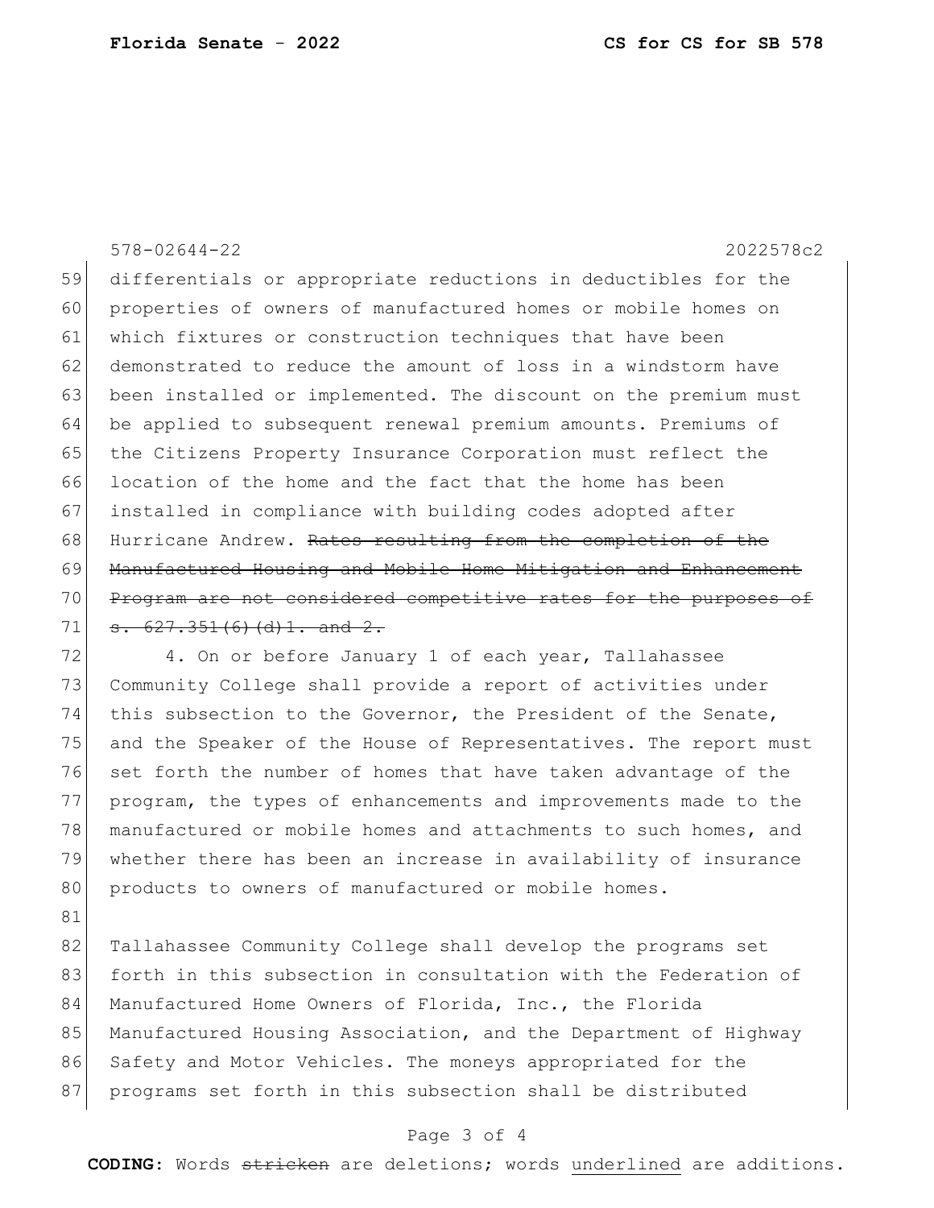differentials or appropriate reductions in deductibles for the properties of owners of manufactured homes or mobile homes on which fixtures or construction techniques that have been demonstrated to reduce the amount of loss in a windstorm have been installed or implemented. The discount on the premium must be applied to subsequent renewal premium amounts. Premiums of the Citizens Property Insurance Corporation must reflect the location of the home and the fact that the home has been installed in compliance with building codes adopted after Hurricane Andrew. ~~Rates resulting from the completion of the Manufactured Housing and Mobile Home Mitigation and Enhancement Program are not considered competitive rates for the purposes of s. 627.351(6)(d)1. and 2.~~

4. On or before January 1 of each year, Tallahassee Community College shall provide a report of activities under this subsection to the Governor, the President of the Senate, and the Speaker of the House of Representatives. The report must set forth the number of homes that have taken advantage of the program, the types of enhancements and improvements made to the manufactured or mobile homes and attachments to such homes, and whether there has been an increase in availability of insurance products to owners of manufactured or mobile homes.

Tallahassee Community College shall develop the programs set forth in this subsection in consultation with the Federation of Manufactured Home Owners of Florida, Inc., the Florida Manufactured Housing Association, and the Department of Highway Safety and Motor Vehicles. The moneys appropriated for the programs set forth in this subsection shall be distributed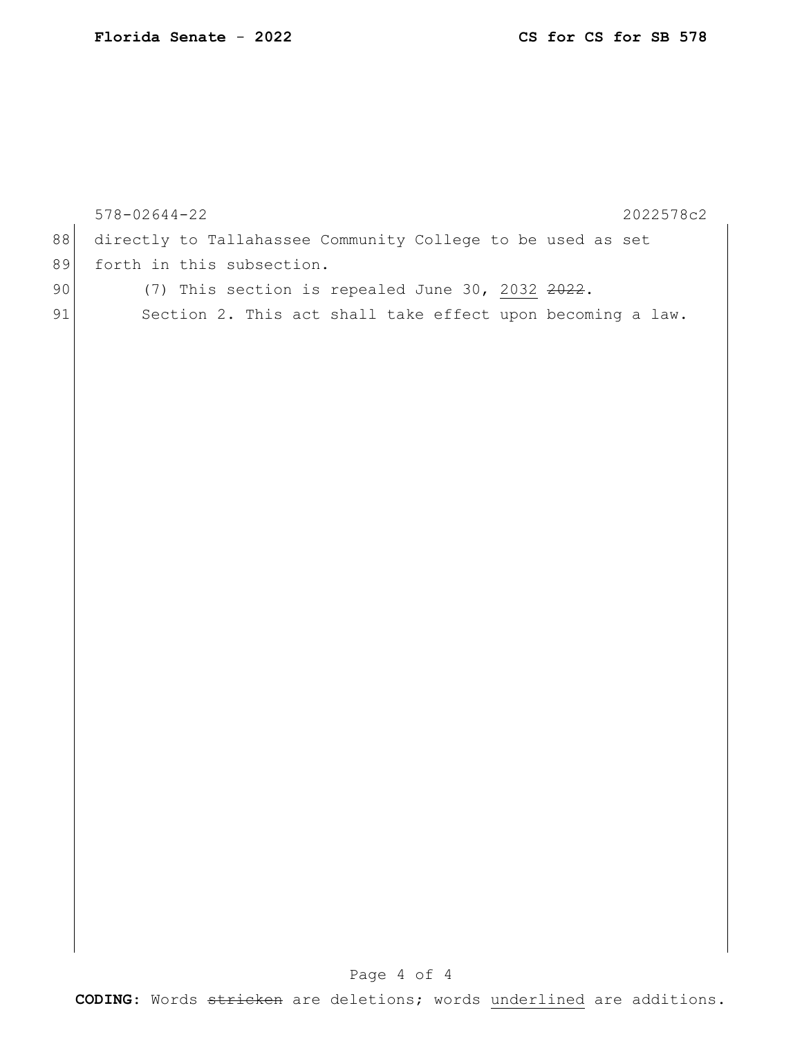578-02644-22 2022578c2

88 directly to Tallahassee Community College to be used as set
89 forth in this subsection.

90 (7) This section is repealed June 30, <u>2032</u> ~~2022~~.

91 Section 2. This act shall take effect upon becoming a law.

**CODING:** Words ~~stricken~~ are deletions; words <u>underlined</u> are additions.